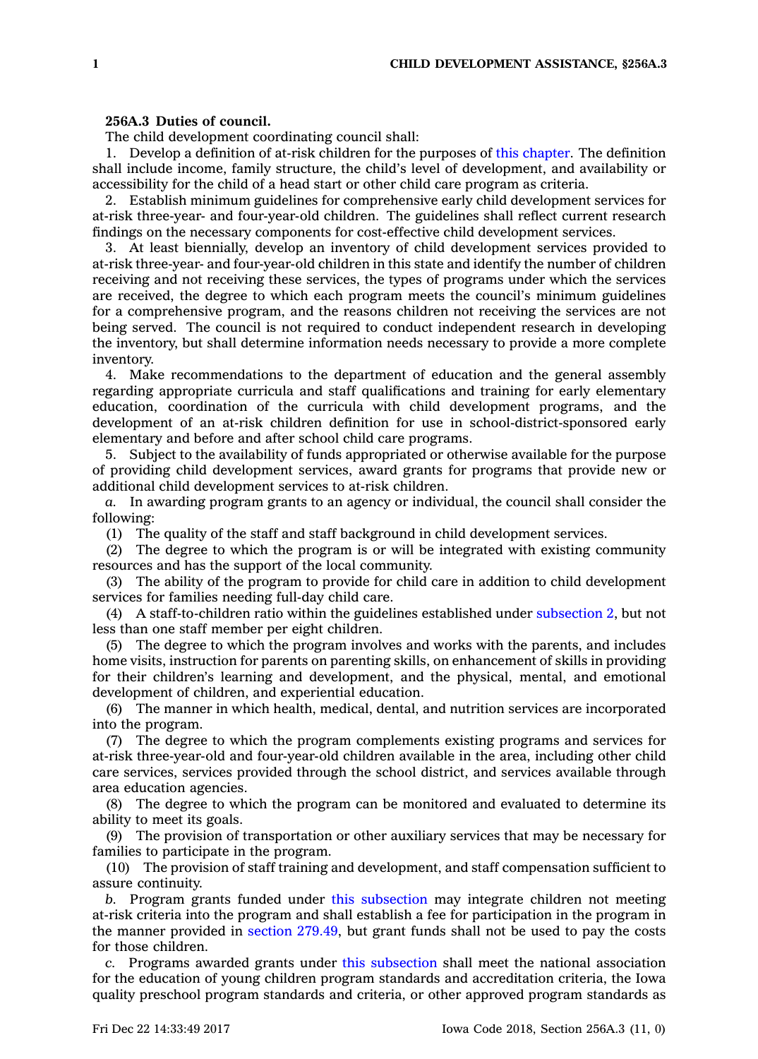**256A.3 Duties of council.**

The child development coordinating council shall:

1. Develop a definition of at-risk children for the purposes of this chapter. The definition shall include income, family structure, the child's level of development, and availability or accessibility for the child of a head start or other child care program as criteria.

2. Establish minimum guidelines for comprehensive early child development services for at-risk three-year- and four-year-old children. The guidelines shall reflect current research findings on the necessary components for cost-effective child development services.

3. At least biennially, develop an inventory of child development services provided to at-risk three-year- and four-year-old children in this state and identify the number of children receiving and not receiving these services, the types of programs under which the services are received, the degree to which each program meets the council's minimum guidelines for a comprehensive program, and the reasons children not receiving the services are not being served. The council is not required to conduct independent research in developing the inventory, but shall determine information needs necessary to provide a more complete inventory.

4. Make recommendations to the department of education and the general assembly regarding appropriate curricula and staff qualifications and training for early elementary education, coordination of the curricula with child development programs, and the development of an at-risk children definition for use in school-district-sponsored early elementary and before and after school child care programs.

5. Subject to the availability of funds appropriated or otherwise available for the purpose of providing child development services, award grants for programs that provide new or additional child development services to at-risk children.

*a.* In awarding program grants to an agency or individual, the council shall consider the following:

(1) The quality of the staff and staff background in child development services.

(2) The degree to which the program is or will be integrated with existing community resources and has the support of the local community.

(3) The ability of the program to provide for child care in addition to child development services for families needing full-day child care.

(4) A staff-to-children ratio within the guidelines established under subsection 2, but not less than one staff member per eight children.

(5) The degree to which the program involves and works with the parents, and includes home visits, instruction for parents on parenting skills, on enhancement of skills in providing for their children's learning and development, and the physical, mental, and emotional development of children, and experiential education.

(6) The manner in which health, medical, dental, and nutrition services are incorporated into the program.

(7) The degree to which the program complements existing programs and services for at-risk three-year-old and four-year-old children available in the area, including other child care services, services provided through the school district, and services available through area education agencies.

(8) The degree to which the program can be monitored and evaluated to determine its ability to meet its goals.

(9) The provision of transportation or other auxiliary services that may be necessary for families to participate in the program.

(10) The provision of staff training and development, and staff compensation sufficient to assure continuity.

*b.* Program grants funded under this subsection may integrate children not meeting at-risk criteria into the program and shall establish a fee for participation in the program in the manner provided in section 279.49, but grant funds shall not be used to pay the costs for those children.

*c.* Programs awarded grants under this subsection shall meet the national association for the education of young children program standards and accreditation criteria, the Iowa quality preschool program standards and criteria, or other approved program standards as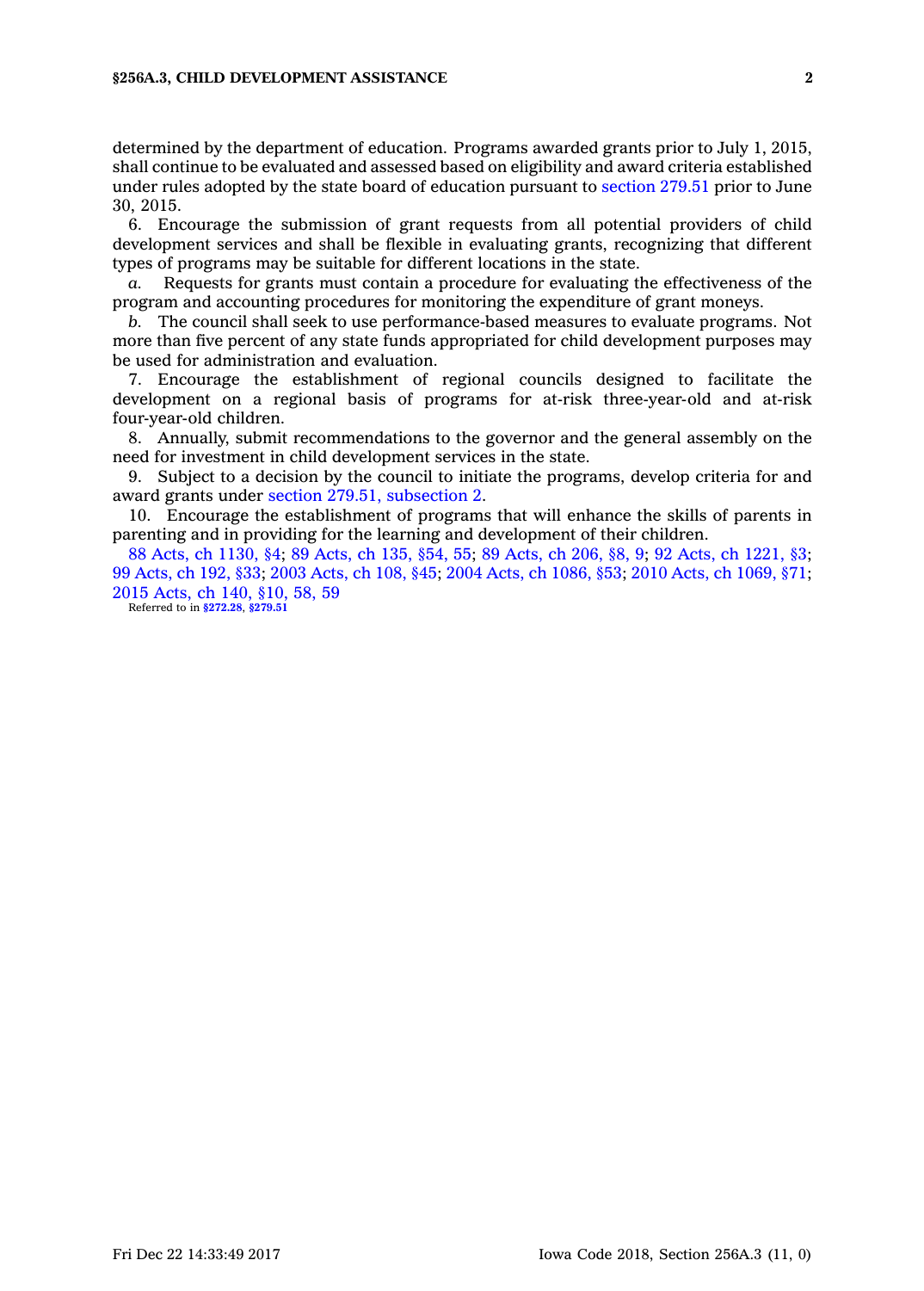determined by the department of education. Programs awarded grants prior to July 1, 2015, shall continue to be evaluated and assessed based on eligibility and award criteria established under rules adopted by the state board of education pursuant to section 279.51 prior to June 30, 2015.

6. Encourage the submission of grant requests from all potential providers of child development services and shall be flexible in evaluating grants, recognizing that different types of programs may be suitable for different locations in the state.

*a.* Requests for grants must contain a procedure for evaluating the effectiveness of the program and accounting procedures for monitoring the expenditure of grant moneys.

*b.* The council shall seek to use performance-based measures to evaluate programs. Not more than five percent of any state funds appropriated for child development purposes may be used for administration and evaluation.

7. Encourage the establishment of regional councils designed to facilitate the development on a regional basis of programs for at-risk three-year-old and at-risk four-year-old children.

8. Annually, submit recommendations to the governor and the general assembly on the need for investment in child development services in the state.

9. Subject to a decision by the council to initiate the programs, develop criteria for and award grants under section 279.51, subsection 2.

10. Encourage the establishment of programs that will enhance the skills of parents in parenting and in providing for the learning and development of their children.

88 Acts, ch 1130, §4; 89 Acts, ch 135, §54, 55; 89 Acts, ch 206, §8, 9; 92 Acts, ch 1221, §3; 99 Acts, ch 192, §33; 2003 Acts, ch 108, §45; 2004 Acts, ch 1086, §53; 2010 Acts, ch 1069, §71; 2015 Acts, ch 140, §10, 58, 59

Referred to in **§272.28, §279.51**